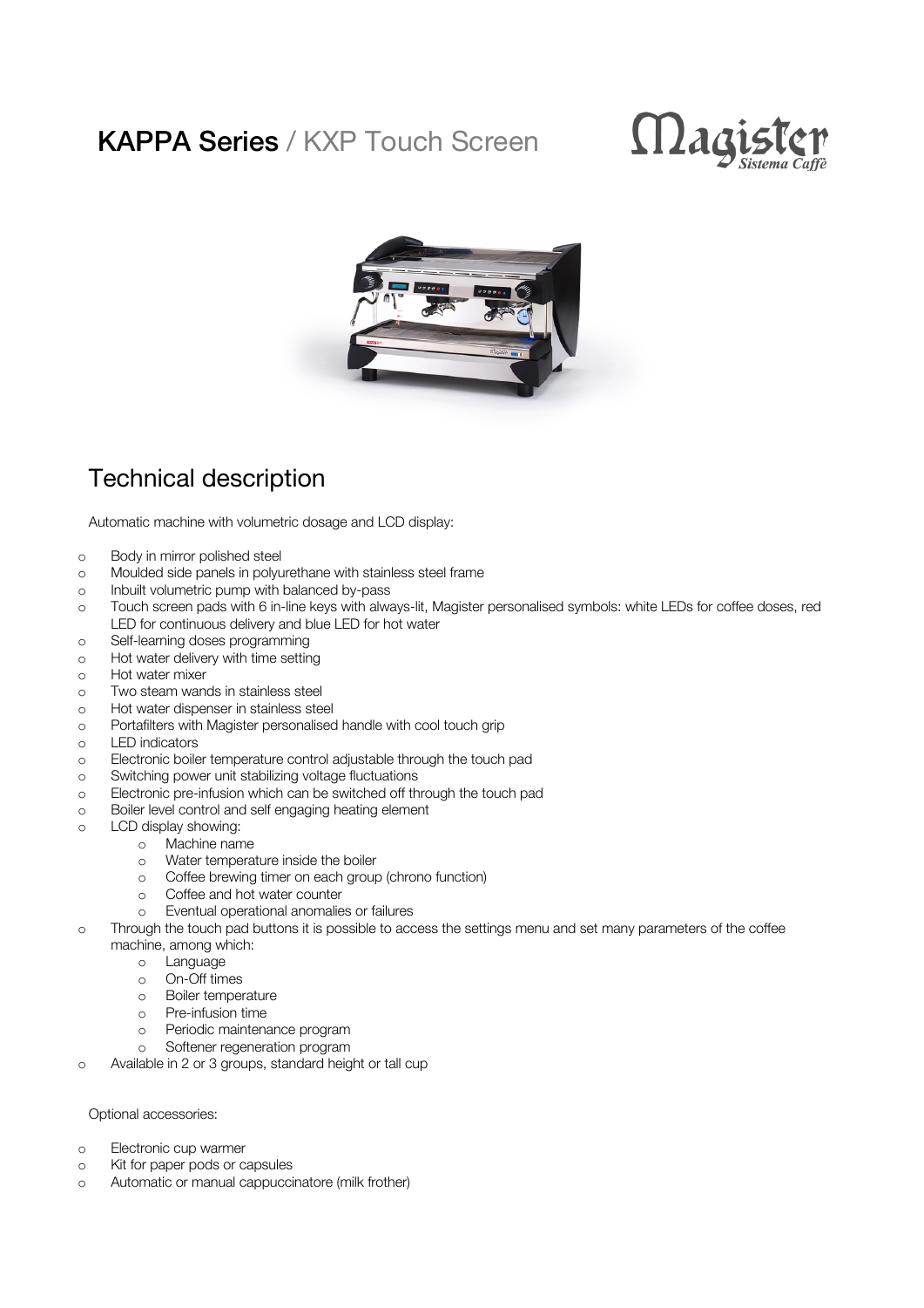# KAPPA Series / KXP Touch Screen

Magister *Sistema Caffè*

## Technical description

Automatic machine with volumetric dosage and LCD display:

- Body in mirror polished steel
- Moulded side panels in polyurethane with stainless steel frame
- Inbuilt volumetric pump with balanced by-pass
- Touch screen pads with 6 in-line keys with always-lit, Magister personalised symbols: white LEDs for coffee doses, red LED for continuous delivery and blue LED for hot water
- Self-learning doses programming
- Hot water delivery with time setting
- Hot water mixer
- Two steam wands in stainless steel
- Hot water dispenser in stainless steel
- Portafilters with Magister personalised handle with cool touch grip
- LED indicators
- Electronic boiler temperature control adjustable through the touch pad
- Switching power unit stabilizing voltage fluctuations
- Electronic pre-infusion which can be switched off through the touch pad
- Boiler level control and self engaging heating element
- LCD display showing:
  - Machine name
  - Water temperature inside the boiler
  - Coffee brewing timer on each group (chrono function)
  - Coffee and hot water counter
  - Eventual operational anomalies or failures
- Through the touch pad buttons it is possible to access the settings menu and set many parameters of the coffee machine, among which:
  - Language
  - On-Off times
  - Boiler temperature
  - Pre-infusion time
  - Periodic maintenance program
  - Softener regeneration program
- Available in 2 or 3 groups, standard height or tall cup

Optional accessories:

- Electronic cup warmer
- Kit for paper pods or capsules
- Automatic or manual cappuccinatore (milk frother)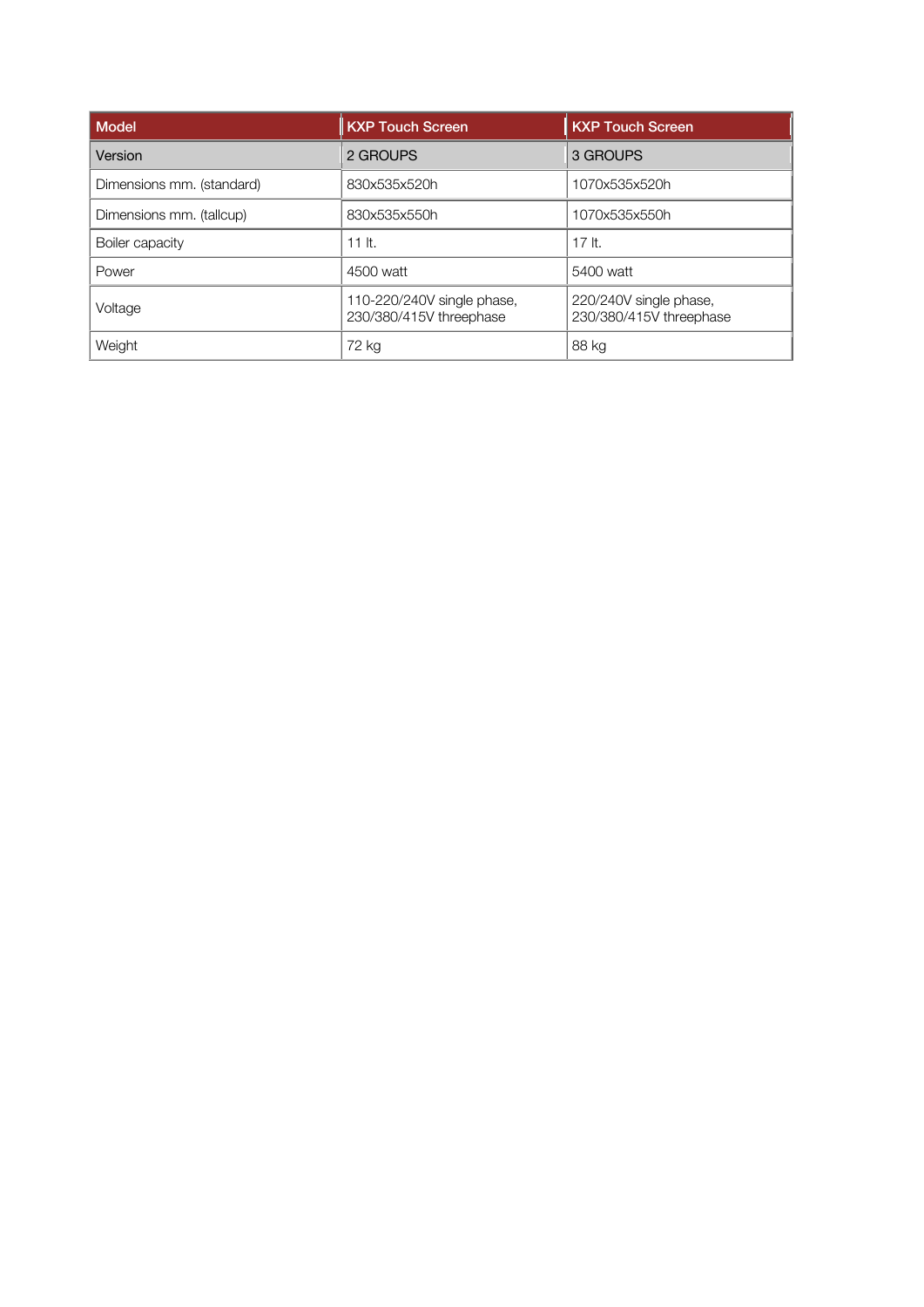| Model | KXP Touch Screen | KXP Touch Screen |
|---|---|---|
| Version | 2 GROUPS | 3 GROUPS |
| Dimensions mm. (standard) | 830x535x520h | 1070x535x520h |
| Dimensions mm. (tallcup) | 830x535x550h | 1070x535x550h |
| Boiler capacity | 11 lt. | 17 lt. |
| Power | 4500 watt | 5400 watt |
| Voltage | 110-220/240V single phase, 230/380/415V threephase | 220/240V single phase, 230/380/415V threephase |
| Weight | 72 kg | 88 kg |